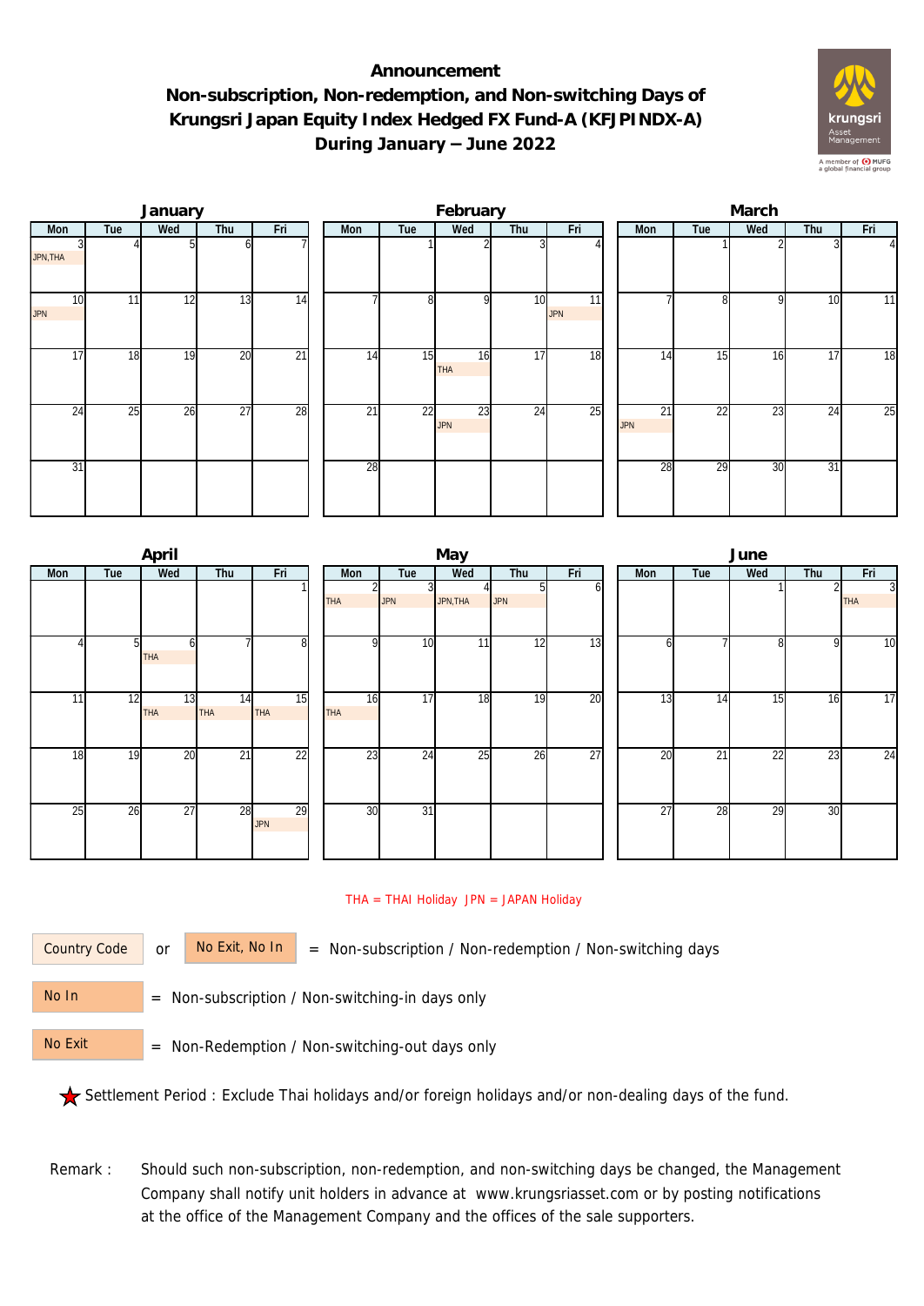# Announcement
## Non-subscription, Non-redemption, and Non-switching Days of Krungsri Japan Equity Index Hedged FX Fund-A (KFJPINDX-A) During January – June 2022

### January

| Mon | Tue | Wed | Thu | Fri |
|---|---|---|---|---|
| 3 JPN,THA | 4 | 5 | 6 | 7 |
| 10 JPN | 11 | 12 | 13 | 14 |
| 17 | 18 | 19 | 20 | 21 |
| 24 | 25 | 26 | 27 | 28 |
| 31 | | | | |

### February

| Mon | Tue | Wed | Thu | Fri |
|---|---|---|---|---|
| | 1 | 2 | 3 | 4 |
| 7 | 8 | 9 | 10 | 11 JPN |
| 14 | 15 | 16 THA | 17 | 18 |
| 21 | 22 | 23 JPN | 24 | 25 |
| 28 | | | | |

### March

| Mon | Tue | Wed | Thu | Fri |
|---|---|---|---|---|
| | 1 | 2 | 3 | 4 |
| 7 | 8 | 9 | 10 | 11 |
| 14 | 15 | 16 | 17 | 18 |
| 21 JPN | 22 | 23 | 24 | 25 |
| 28 | 29 | 30 | 31 | |

### April

| Mon | Tue | Wed | Thu | Fri |
|---|---|---|---|---|
| | | | | 1 |
| 4 | 5 | 6 THA | 7 | 8 |
| 11 | 12 | 13 THA | 14 THA | 15 THA |
| 18 | 19 | 20 | 21 | 22 |
| 25 | 26 | 27 | 28 | 29 JPN |

### May

| Mon | Tue | Wed | Thu | Fri |
|---|---|---|---|---|
| 2 THA | 3 JPN | 4 JPN,THA | 5 JPN | 6 |
| 9 | 10 | 11 | 12 | 13 |
| 16 THA | 17 | 18 | 19 | 20 |
| 23 | 24 | 25 | 26 | 27 |
| 30 | 31 | | | |

### June

| Mon | Tue | Wed | Thu | Fri |
|---|---|---|---|---|
| | | 1 | 2 | 3 THA |
| 6 | 7 | 8 | 9 | 10 |
| 13 | 14 | 15 | 16 | 17 |
| 20 | 21 | 22 | 23 | 24 |
| 27 | 28 | 29 | 30 | |

THA = THAI Holiday JPN = JAPAN Holiday

Country Code or No Exit, No In = Non-subscription / Non-redemption / Non-switching days

No In = Non-subscription / Non-switching-in days only

No Exit = Non-Redemption / Non-switching-out days only

★ Settlement Period : Exclude Thai holidays and/or foreign holidays and/or non-dealing days of the fund.

Remark : Should such non-subscription, non-redemption, and non-switching days be changed, the Management Company shall notify unit holders in advance at www.krungsriasset.com or by posting notifications at the office of the Management Company and the offices of the sale supporters.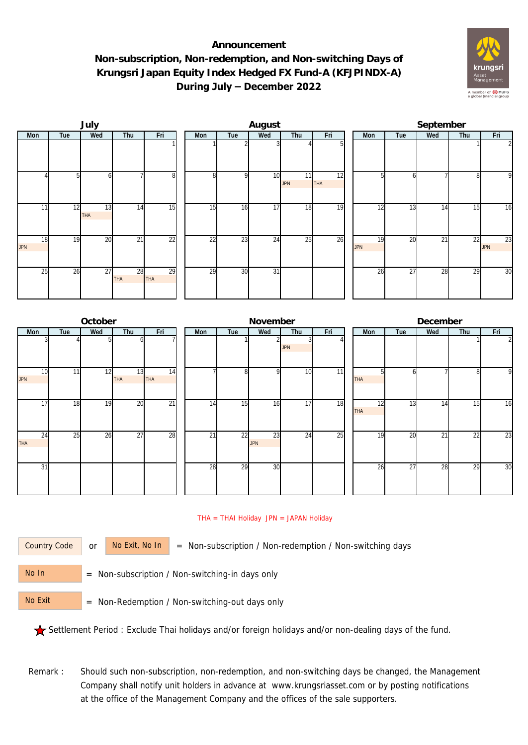# Announcement

## Non-subscription, Non-redemption, and Non-switching Days of Krungsri Japan Equity Index Hedged FX Fund-A (KFJPINDX-A) During July – December 2022

### July

| Mon | Tue | Wed | Thu | Fri |
|---|---|---|---|---|
| | | | | 1 |
| 4 | 5 | 6 | 7 | 8 |
| 11 | 12 | 13 THA | 14 | 15 |
| 18 JPN | 19 | 20 | 21 | 22 |
| 25 | 26 | 27 | 28 THA | 29 THA |

### August

| Mon | Tue | Wed | Thu | Fri |
|---|---|---|---|---|
| 1 | 2 | 3 | 4 | 5 |
| 8 | 9 | 10 | 11 JPN | 12 THA |
| 15 | 16 | 17 | 18 | 19 |
| 22 | 23 | 24 | 25 | 26 |
| 29 | 30 | 31 | | |

### September

| Mon | Tue | Wed | Thu | Fri |
|---|---|---|---|---|
| | | | 1 | 2 |
| 5 | 6 | 7 | 8 | 9 |
| 12 | 13 | 14 | 15 | 16 |
| 19 JPN | 20 | 21 | 22 | 23 JPN |
| 26 | 27 | 28 | 29 | 30 |

### October

| Mon | Tue | Wed | Thu | Fri |
|---|---|---|---|---|
| 3 | 4 | 5 | 6 | 7 |
| 10 JPN | 11 | 12 | 13 THA | 14 THA |
| 17 | 18 | 19 | 20 | 21 |
| 24 THA | 25 | 26 | 27 | 28 |
| 31 | | | | |

### November

| Mon | Tue | Wed | Thu | Fri |
|---|---|---|---|---|
| | 1 | 2 | 3 JPN | 4 |
| 7 | 8 | 9 | 10 | 11 |
| 14 | 15 | 16 | 17 | 18 |
| 21 | 22 | 23 JPN | 24 | 25 |
| 28 | 29 | 30 | | |

### December

| Mon | Tue | Wed | Thu | Fri |
|---|---|---|---|---|
| | | | 1 | 2 |
| 5 THA | 6 | 7 | 8 | 9 |
| 12 THA | 13 | 14 | 15 | 16 |
| 19 | 20 | 21 | 22 | 23 |
| 26 | 27 | 28 | 29 | 30 |

THA = THAI Holiday JPN = JAPAN Holiday

Country Code or No Exit, No In = Non-subscription / Non-redemption / Non-switching days

No In = Non-subscription / Non-switching-in days only

No Exit = Non-Redemption / Non-switching-out days only

★ Settlement Period : Exclude Thai holidays and/or foreign holidays and/or non-dealing days of the fund.

Remark : Should such non-subscription, non-redemption, and non-switching days be changed, the Management Company shall notify unit holders in advance at www.krungsriasset.com or by posting notifications at the office of the Management Company and the offices of the sale supporters.